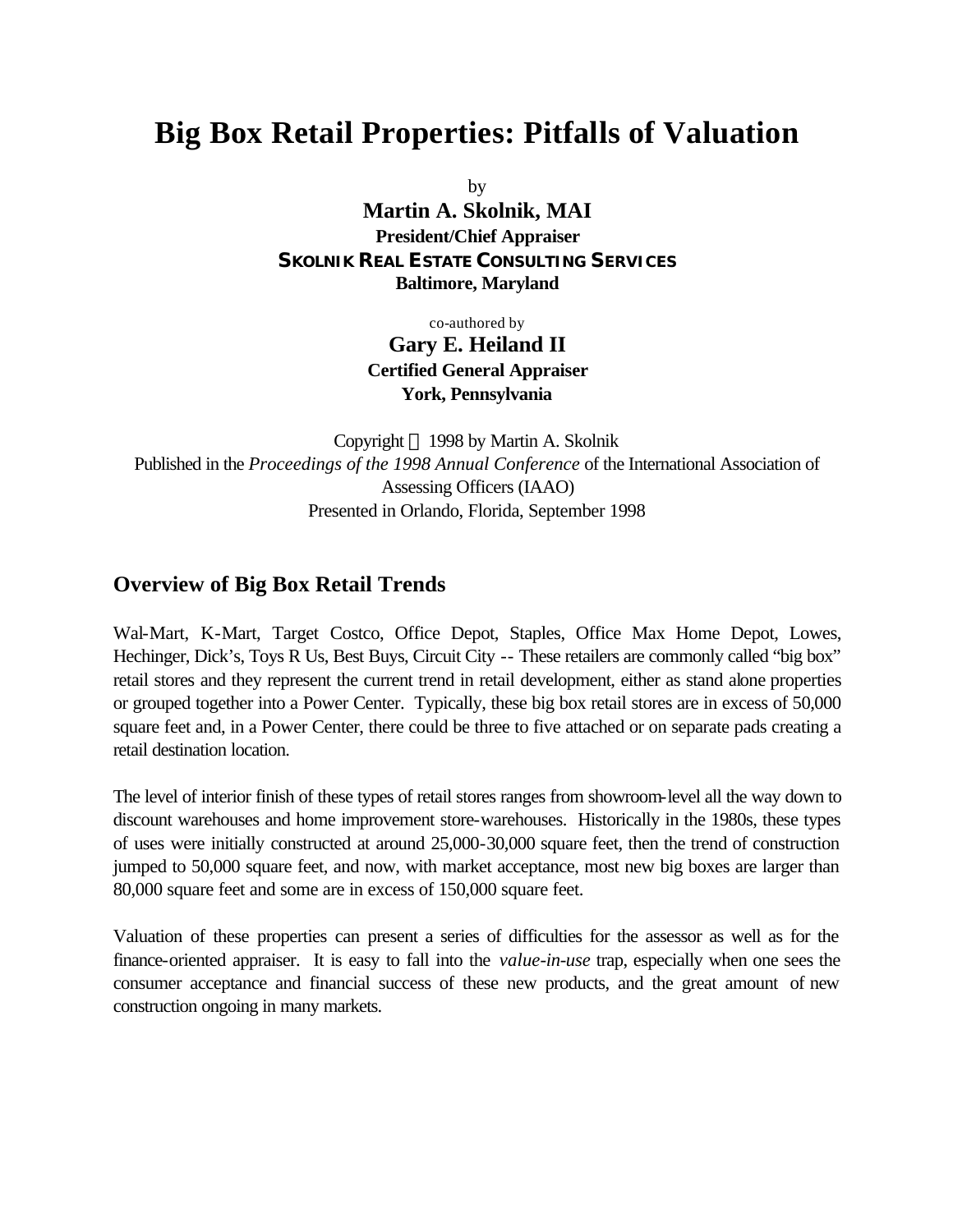# Big Box Retail Properties: Pitfalls of Valuation

by

**Martin A. Skolnik, MAI**
**President/Chief Appraiser**
**SKOLNIK REAL ESTATE CONSULTING SERVICES**
**Baltimore, Maryland**

co-authored by

**Gary E. Heiland II**
**Certified General Appraiser**
**York, Pennsylvania**

Copyright © 1998 by Martin A. Skolnik
Published in the *Proceedings of the 1998 Annual Conference* of the International Association of Assessing Officers (IAAO)
Presented in Orlando, Florida, September 1998

## Overview of Big Box Retail Trends

Wal-Mart, K-Mart, Target Costco, Office Depot, Staples, Office Max Home Depot, Lowes, Hechinger, Dick's, Toys R Us, Best Buys, Circuit City -- These retailers are commonly called "big box" retail stores and they represent the current trend in retail development, either as stand alone properties or grouped together into a Power Center. Typically, these big box retail stores are in excess of 50,000 square feet and, in a Power Center, there could be three to five attached or on separate pads creating a retail destination location.

The level of interior finish of these types of retail stores ranges from showroom-level all the way down to discount warehouses and home improvement store-warehouses. Historically in the 1980s, these types of uses were initially constructed at around 25,000-30,000 square feet, then the trend of construction jumped to 50,000 square feet, and now, with market acceptance, most new big boxes are larger than 80,000 square feet and some are in excess of 150,000 square feet.

Valuation of these properties can present a series of difficulties for the assessor as well as for the finance-oriented appraiser. It is easy to fall into the *value-in-use* trap, especially when one sees the consumer acceptance and financial success of these new products, and the great amount of new construction ongoing in many markets.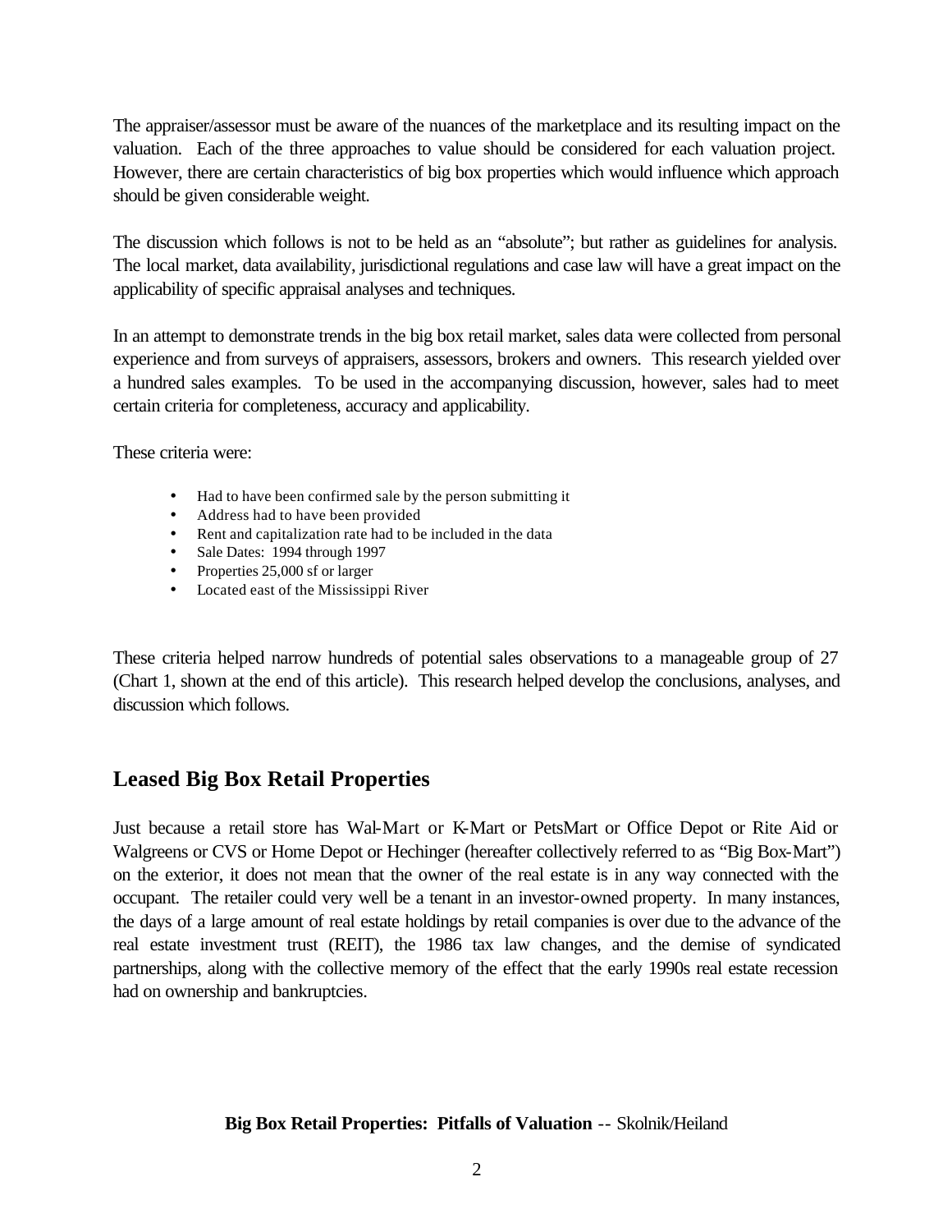The appraiser/assessor must be aware of the nuances of the marketplace and its resulting impact on the valuation. Each of the three approaches to value should be considered for each valuation project. However, there are certain characteristics of big box properties which would influence which approach should be given considerable weight.

The discussion which follows is not to be held as an "absolute"; but rather as guidelines for analysis. The local market, data availability, jurisdictional regulations and case law will have a great impact on the applicability of specific appraisal analyses and techniques.

In an attempt to demonstrate trends in the big box retail market, sales data were collected from personal experience and from surveys of appraisers, assessors, brokers and owners. This research yielded over a hundred sales examples. To be used in the accompanying discussion, however, sales had to meet certain criteria for completeness, accuracy and applicability.

These criteria were:

- Had to have been confirmed sale by the person submitting it
- Address had to have been provided
- Rent and capitalization rate had to be included in the data
- Sale Dates: 1994 through 1997
- Properties 25,000 sf or larger
- Located east of the Mississippi River

These criteria helped narrow hundreds of potential sales observations to a manageable group of 27 (Chart 1, shown at the end of this article). This research helped develop the conclusions, analyses, and discussion which follows.

## Leased Big Box Retail Properties

Just because a retail store has Wal-Mart or K-Mart or PetsMart or Office Depot or Rite Aid or Walgreens or CVS or Home Depot or Hechinger (hereafter collectively referred to as "Big Box-Mart") on the exterior, it does not mean that the owner of the real estate is in any way connected with the occupant. The retailer could very well be a tenant in an investor-owned property. In many instances, the days of a large amount of real estate holdings by retail companies is over due to the advance of the real estate investment trust (REIT), the 1986 tax law changes, and the demise of syndicated partnerships, along with the collective memory of the effect that the early 1990s real estate recession had on ownership and bankruptcies.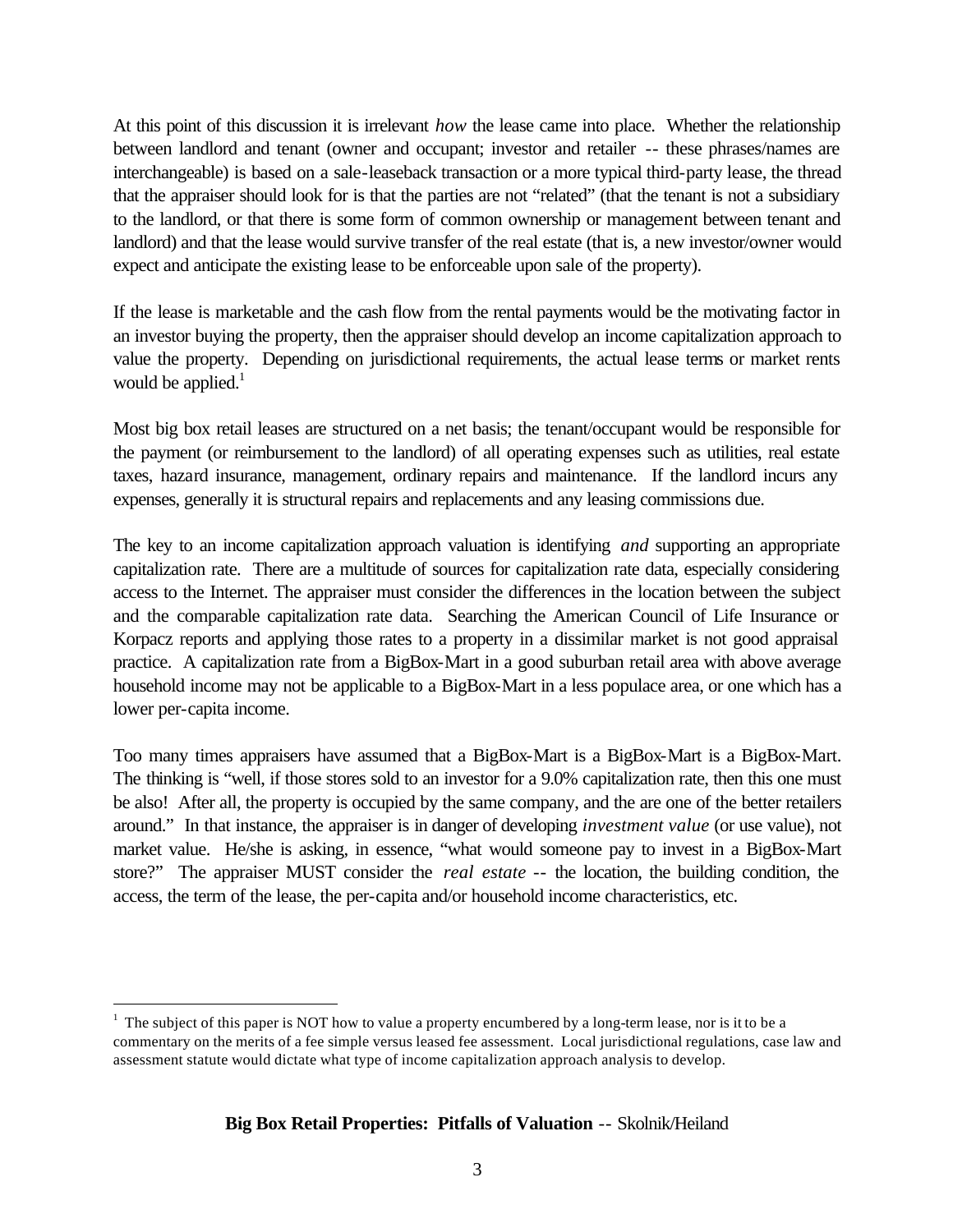At this point of this discussion it is irrelevant *how* the lease came into place. Whether the relationship between landlord and tenant (owner and occupant; investor and retailer -- these phrases/names are interchangeable) is based on a sale-leaseback transaction or a more typical third-party lease, the thread that the appraiser should look for is that the parties are not "related" (that the tenant is not a subsidiary to the landlord, or that there is some form of common ownership or management between tenant and landlord) and that the lease would survive transfer of the real estate (that is, a new investor/owner would expect and anticipate the existing lease to be enforceable upon sale of the property).

If the lease is marketable and the cash flow from the rental payments would be the motivating factor in an investor buying the property, then the appraiser should develop an income capitalization approach to value the property. Depending on jurisdictional requirements, the actual lease terms or market rents would be applied.[1]

Most big box retail leases are structured on a net basis; the tenant/occupant would be responsible for the payment (or reimbursement to the landlord) of all operating expenses such as utilities, real estate taxes, hazard insurance, management, ordinary repairs and maintenance. If the landlord incurs any expenses, generally it is structural repairs and replacements and any leasing commissions due.

The key to an income capitalization approach valuation is identifying *and* supporting an appropriate capitalization rate. There are a multitude of sources for capitalization rate data, especially considering access to the Internet. The appraiser must consider the differences in the location between the subject and the comparable capitalization rate data. Searching the American Council of Life Insurance or Korpacz reports and applying those rates to a property in a dissimilar market is not good appraisal practice. A capitalization rate from a BigBox-Mart in a good suburban retail area with above average household income may not be applicable to a BigBox-Mart in a less populace area, or one which has a lower per-capita income.

Too many times appraisers have assumed that a BigBox-Mart is a BigBox-Mart is a BigBox-Mart. The thinking is "well, if those stores sold to an investor for a 9.0% capitalization rate, then this one must be also! After all, the property is occupied by the same company, and the are one of the better retailers around." In that instance, the appraiser is in danger of developing *investment value* (or use value), not market value. He/she is asking, in essence, "what would someone pay to invest in a BigBox-Mart store?" The appraiser MUST consider the *real estate* -- the location, the building condition, the access, the term of the lease, the per-capita and/or household income characteristics, etc.

---

[1] The subject of this paper is NOT how to value a property encumbered by a long-term lease, nor is it to be a commentary on the merits of a fee simple versus leased fee assessment. Local jurisdictional regulations, case law and assessment statute would dictate what type of income capitalization approach analysis to develop.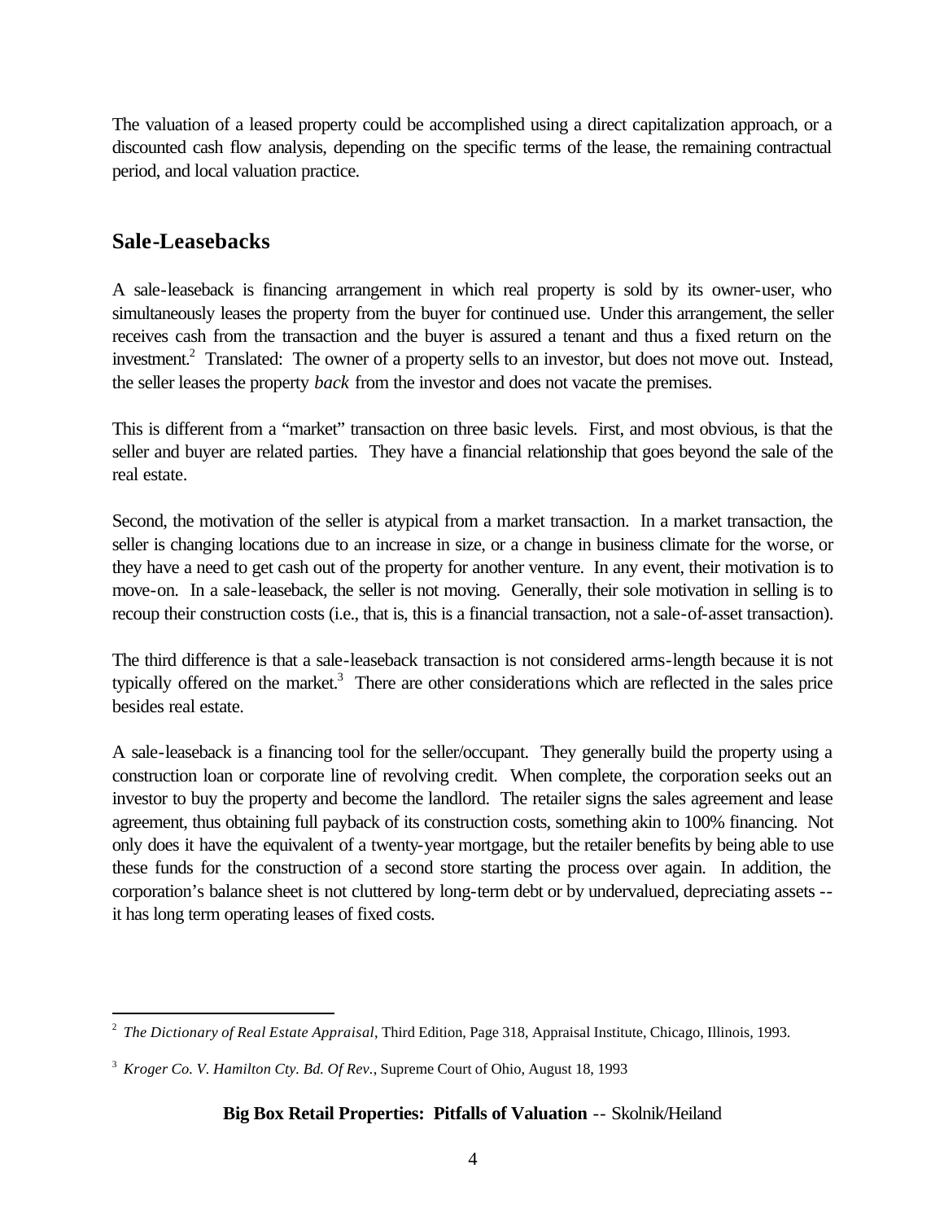The valuation of a leased property could be accomplished using a direct capitalization approach, or a discounted cash flow analysis, depending on the specific terms of the lease, the remaining contractual period, and local valuation practice.

## Sale-Leasebacks

A sale-leaseback is financing arrangement in which real property is sold by its owner-user, who simultaneously leases the property from the buyer for continued use. Under this arrangement, the seller receives cash from the transaction and the buyer is assured a tenant and thus a fixed return on the investment.[2] Translated: The owner of a property sells to an investor, but does not move out. Instead, the seller leases the property *back* from the investor and does not vacate the premises.

This is different from a "market" transaction on three basic levels. First, and most obvious, is that the seller and buyer are related parties. They have a financial relationship that goes beyond the sale of the real estate.

Second, the motivation of the seller is atypical from a market transaction. In a market transaction, the seller is changing locations due to an increase in size, or a change in business climate for the worse, or they have a need to get cash out of the property for another venture. In any event, their motivation is to move-on. In a sale-leaseback, the seller is not moving. Generally, their sole motivation in selling is to recoup their construction costs (i.e., that is, this is a financial transaction, not a sale-of-asset transaction).

The third difference is that a sale-leaseback transaction is not considered arms-length because it is not typically offered on the market.[3] There are other considerations which are reflected in the sales price besides real estate.

A sale-leaseback is a financing tool for the seller/occupant. They generally build the property using a construction loan or corporate line of revolving credit. When complete, the corporation seeks out an investor to buy the property and become the landlord. The retailer signs the sales agreement and lease agreement, thus obtaining full payback of its construction costs, something akin to 100% financing. Not only does it have the equivalent of a twenty-year mortgage, but the retailer benefits by being able to use these funds for the construction of a second store starting the process over again. In addition, the corporation's balance sheet is not cluttered by long-term debt or by undervalued, depreciating assets -- it has long term operating leases of fixed costs.

---

[2] *The Dictionary of Real Estate Appraisal*, Third Edition, Page 318, Appraisal Institute, Chicago, Illinois, 1993.

[3] *Kroger Co. V. Hamilton Cty. Bd. Of Rev.*, Supreme Court of Ohio, August 18, 1993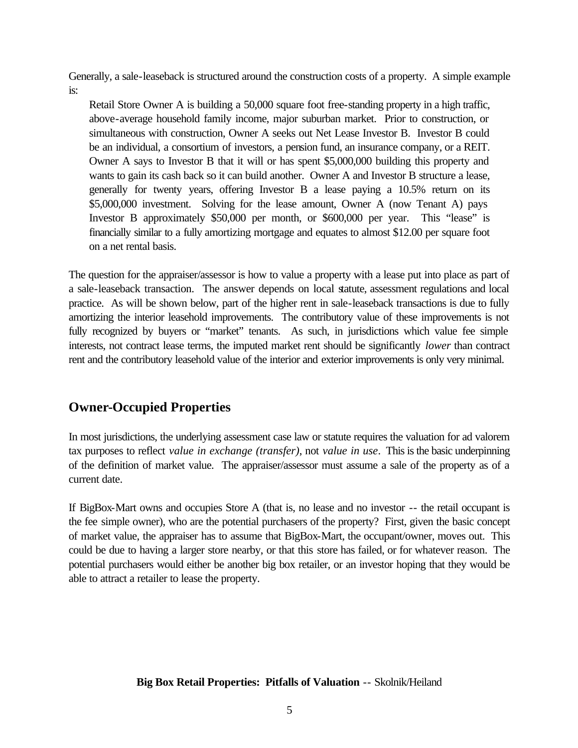Generally, a sale-leaseback is structured around the construction costs of a property. A simple example is:

> Retail Store Owner A is building a 50,000 square foot free-standing property in a high traffic, above-average household family income, major suburban market. Prior to construction, or simultaneous with construction, Owner A seeks out Net Lease Investor B. Investor B could be an individual, a consortium of investors, a pension fund, an insurance company, or a REIT. Owner A says to Investor B that it will or has spent $5,000,000 building this property and wants to gain its cash back so it can build another. Owner A and Investor B structure a lease, generally for twenty years, offering Investor B a lease paying a 10.5% return on its $5,000,000 investment. Solving for the lease amount, Owner A (now Tenant A) pays Investor B approximately $50,000 per month, or $600,000 per year. This "lease" is financially similar to a fully amortizing mortgage and equates to almost $12.00 per square foot on a net rental basis.

The question for the appraiser/assessor is how to value a property with a lease put into place as part of a sale-leaseback transaction. The answer depends on local statute, assessment regulations and local practice. As will be shown below, part of the higher rent in sale-leaseback transactions is due to fully amortizing the interior leasehold improvements. The contributory value of these improvements is not fully recognized by buyers or "market" tenants. As such, in jurisdictions which value fee simple interests, not contract lease terms, the imputed market rent should be significantly *lower* than contract rent and the contributory leasehold value of the interior and exterior improvements is only very minimal.

## Owner-Occupied Properties

In most jurisdictions, the underlying assessment case law or statute requires the valuation for ad valorem tax purposes to reflect *value in exchange (transfer)*, not *value in use*. This is the basic underpinning of the definition of market value. The appraiser/assessor must assume a sale of the property as of a current date.

If BigBox-Mart owns and occupies Store A (that is, no lease and no investor -- the retail occupant is the fee simple owner), who are the potential purchasers of the property? First, given the basic concept of market value, the appraiser has to assume that BigBox-Mart, the occupant/owner, moves out. This could be due to having a larger store nearby, or that this store has failed, or for whatever reason. The potential purchasers would either be another big box retailer, or an investor hoping that they would be able to attract a retailer to lease the property.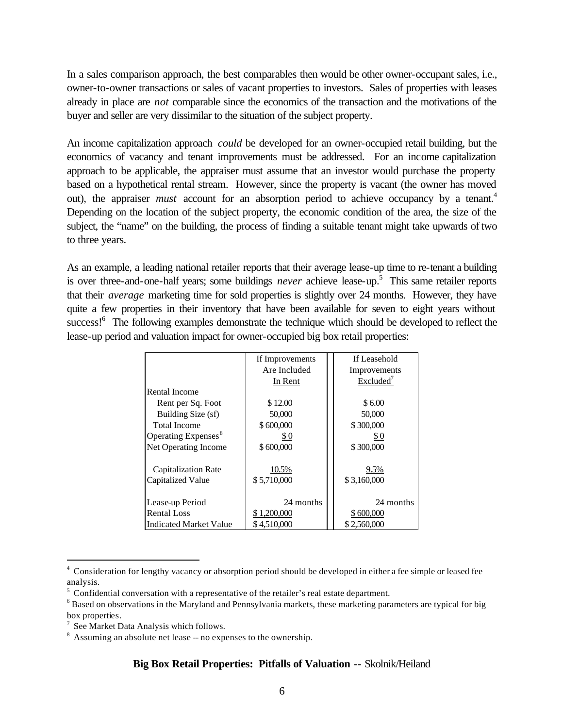In a sales comparison approach, the best comparables then would be other owner-occupant sales, i.e., owner-to-owner transactions or sales of vacant properties to investors. Sales of properties with leases already in place are *not* comparable since the economics of the transaction and the motivations of the buyer and seller are very dissimilar to the situation of the subject property.

An income capitalization approach *could* be developed for an owner-occupied retail building, but the economics of vacancy and tenant improvements must be addressed. For an income capitalization approach to be applicable, the appraiser must assume that an investor would purchase the property based on a hypothetical rental stream. However, since the property is vacant (the owner has moved out), the appraiser *must* account for an absorption period to achieve occupancy by a tenant.[4] Depending on the location of the subject property, the economic condition of the area, the size of the subject, the "name" on the building, the process of finding a suitable tenant might take upwards of two to three years.

As an example, a leading national retailer reports that their average lease-up time to re-tenant a building is over three-and-one-half years; some buildings *never* achieve lease-up.[5] This same retailer reports that their *average* marketing time for sold properties is slightly over 24 months. However, they have quite a few properties in their inventory that have been available for seven to eight years without success![6] The following examples demonstrate the technique which should be developed to reflect the lease-up period and valuation impact for owner-occupied big box retail properties:

| | If Improvements Are Included In Rent | If Leasehold Improvements Excluded[7] |
|---|---|---|
| Rental Income | | |
| Rent per Sq. Foot | $ 12.00 | $ 6.00 |
| Building Size (sf) | 50,000 | 50,000 |
| Total Income | $ 600,000 | $ 300,000 |
| Operating Expenses[8] | $ 0 | $ 0 |
| Net Operating Income | $ 600,000 | $ 300,000 |
| | | |
| Capitalization Rate | 10.5% | 9.5% |
| Capitalized Value | $ 5,710,000 | $ 3,160,000 |
| | | |
| Lease-up Period | 24 months | 24 months |
| Rental Loss | $ 1,200,000 | $ 600,000 |
| Indicated Market Value | $ 4,510,000 | $ 2,560,000 |

[4] Consideration for lengthy vacancy or absorption period should be developed in either a fee simple or leased fee analysis.

[5] Confidential conversation with a representative of the retailer's real estate department.

[6] Based on observations in the Maryland and Pennsylvania markets, these marketing parameters are typical for big box properties.

[7] See Market Data Analysis which follows.

[8] Assuming an absolute net lease -- no expenses to the ownership.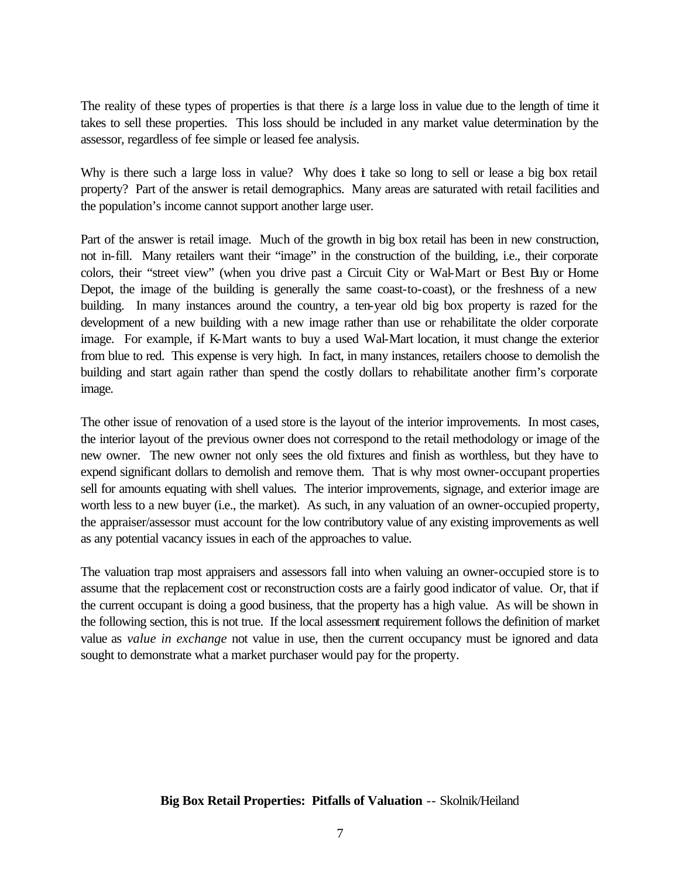The reality of these types of properties is that there *is* a large loss in value due to the length of time it takes to sell these properties. This loss should be included in any market value determination by the assessor, regardless of fee simple or leased fee analysis.

Why is there such a large loss in value? Why does it take so long to sell or lease a big box retail property? Part of the answer is retail demographics. Many areas are saturated with retail facilities and the population's income cannot support another large user.

Part of the answer is retail image. Much of the growth in big box retail has been in new construction, not in-fill. Many retailers want their "image" in the construction of the building, i.e., their corporate colors, their "street view" (when you drive past a Circuit City or Wal-Mart or Best Buy or Home Depot, the image of the building is generally the same coast-to-coast), or the freshness of a new building. In many instances around the country, a ten-year old big box property is razed for the development of a new building with a new image rather than use or rehabilitate the older corporate image. For example, if K-Mart wants to buy a used Wal-Mart location, it must change the exterior from blue to red. This expense is very high. In fact, in many instances, retailers choose to demolish the building and start again rather than spend the costly dollars to rehabilitate another firm's corporate image.

The other issue of renovation of a used store is the layout of the interior improvements. In most cases, the interior layout of the previous owner does not correspond to the retail methodology or image of the new owner. The new owner not only sees the old fixtures and finish as worthless, but they have to expend significant dollars to demolish and remove them. That is why most owner-occupant properties sell for amounts equating with shell values. The interior improvements, signage, and exterior image are worth less to a new buyer (i.e., the market). As such, in any valuation of an owner-occupied property, the appraiser/assessor must account for the low contributory value of any existing improvements as well as any potential vacancy issues in each of the approaches to value.

The valuation trap most appraisers and assessors fall into when valuing an owner-occupied store is to assume that the replacement cost or reconstruction costs are a fairly good indicator of value. Or, that if the current occupant is doing a good business, that the property has a high value. As will be shown in the following section, this is not true. If the local assessment requirement follows the definition of market value as *value in exchange* not value in use, then the current occupancy must be ignored and data sought to demonstrate what a market purchaser would pay for the property.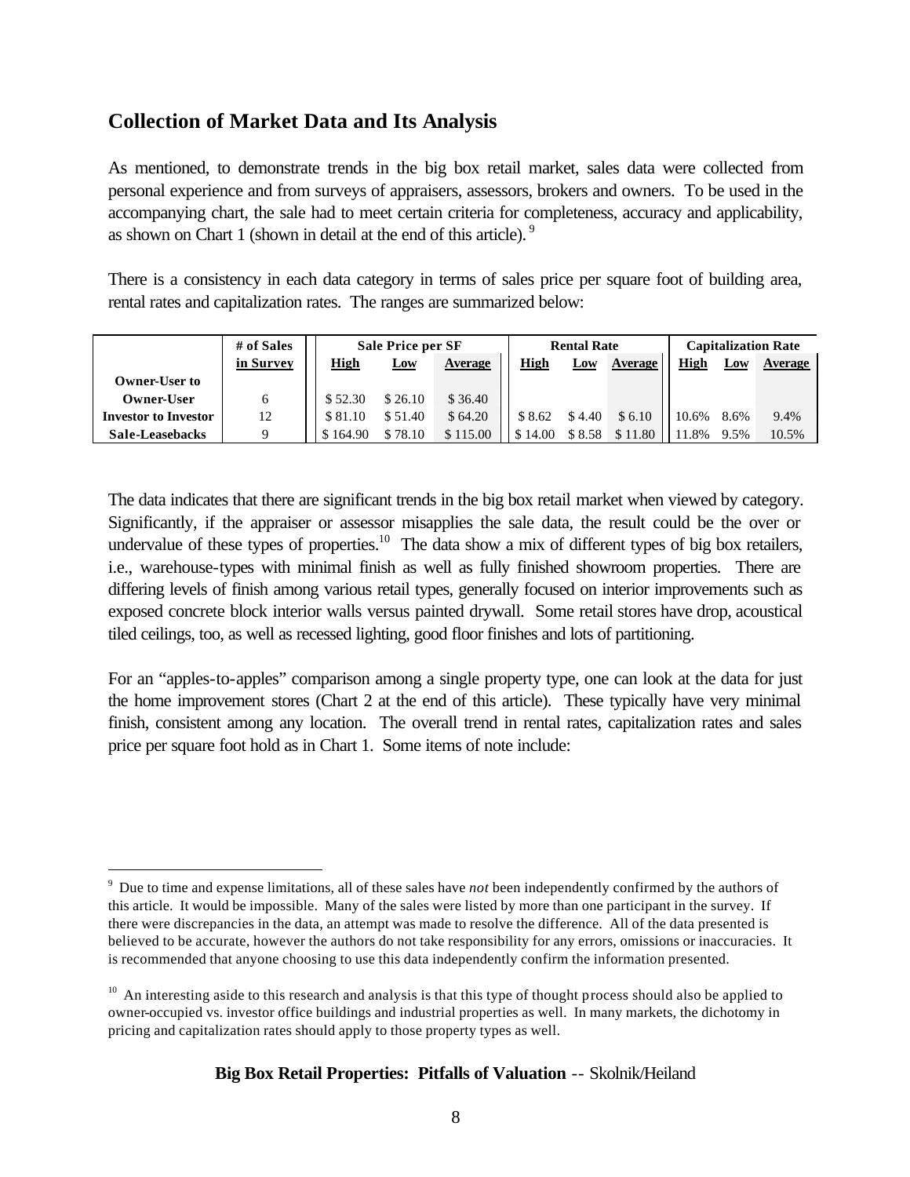## Collection of Market Data and Its Analysis

As mentioned, to demonstrate trends in the big box retail market, sales data were collected from personal experience and from surveys of appraisers, assessors, brokers and owners. To be used in the accompanying chart, the sale had to meet certain criteria for completeness, accuracy and applicability, as shown on Chart 1 (shown in detail at the end of this article).[9]

There is a consistency in each data category in terms of sales price per square foot of building area, rental rates and capitalization rates. The ranges are summarized below:

| | # of Sales | Sale Price per SF | | | Rental Rate | | | Capitalization Rate | | |
|---|---|---|---|---|---|---|---|---|---|---|
| | in Survey | High | Low | Average | High | Low | Average | High | Low | Average |
| **Owner-User to Owner-User** | 6 | $ 52.30 | $ 26.10 | $ 36.40 | | | | | | |
| **Investor to Investor** | 12 | $ 81.10 | $ 51.40 | $ 64.20 | $ 8.62 | $ 4.40 | $ 6.10 | 10.6% | 8.6% | 9.4% |
| **Sale-Leasebacks** | 9 | $ 164.90 | $ 78.10 | $ 115.00 | $ 14.00 | $ 8.58 | $ 11.80 | 11.8% | 9.5% | 10.5% |

The data indicates that there are significant trends in the big box retail market when viewed by category. Significantly, if the appraiser or assessor misapplies the sale data, the result could be the over or undervalue of these types of properties.[10] The data show a mix of different types of big box retailers, i.e., warehouse-types with minimal finish as well as fully finished showroom properties. There are differing levels of finish among various retail types, generally focused on interior improvements such as exposed concrete block interior walls versus painted drywall. Some retail stores have drop, acoustical tiled ceilings, too, as well as recessed lighting, good floor finishes and lots of partitioning.

For an "apples-to-apples" comparison among a single property type, one can look at the data for just the home improvement stores (Chart 2 at the end of this article). These typically have very minimal finish, consistent among any location. The overall trend in rental rates, capitalization rates and sales price per square foot hold as in Chart 1. Some items of note include:

---

[9] Due to time and expense limitations, all of these sales have *not* been independently confirmed by the authors of this article. It would be impossible. Many of the sales were listed by more than one participant in the survey. If there were discrepancies in the data, an attempt was made to resolve the difference. All of the data presented is believed to be accurate, however the authors do not take responsibility for any errors, omissions or inaccuracies. It is recommended that anyone choosing to use this data independently confirm the information presented.

[10] An interesting aside to this research and analysis is that this type of thought process should also be applied to owner-occupied vs. investor office buildings and industrial properties as well. In many markets, the dichotomy in pricing and capitalization rates should apply to those property types as well.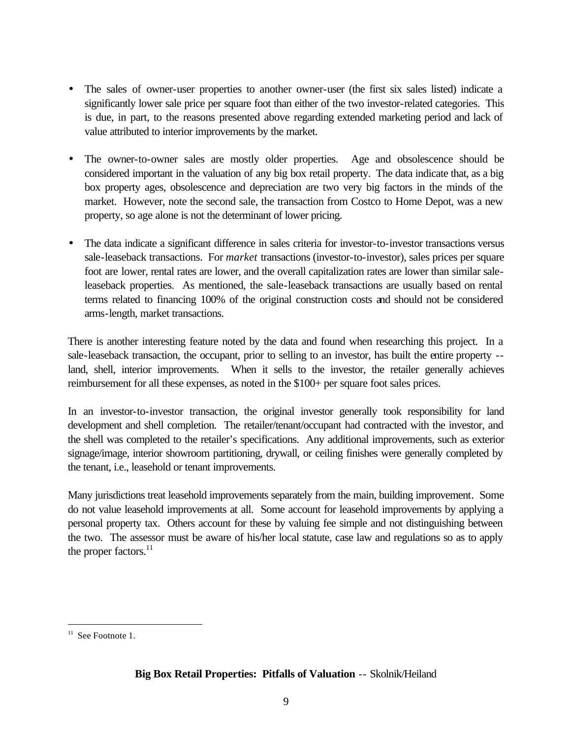- The sales of owner-user properties to another owner-user (the first six sales listed) indicate a significantly lower sale price per square foot than either of the two investor-related categories. This is due, in part, to the reasons presented above regarding extended marketing period and lack of value attributed to interior improvements by the market.

- The owner-to-owner sales are mostly older properties. Age and obsolescence should be considered important in the valuation of any big box retail property. The data indicate that, as a big box property ages, obsolescence and depreciation are two very big factors in the minds of the market. However, note the second sale, the transaction from Costco to Home Depot, was a new property, so age alone is not the determinant of lower pricing.

- The data indicate a significant difference in sales criteria for investor-to-investor transactions versus sale-leaseback transactions. For *market* transactions (investor-to-investor), sales prices per square foot are lower, rental rates are lower, and the overall capitalization rates are lower than similar sale-leaseback properties. As mentioned, the sale-leaseback transactions are usually based on rental terms related to financing 100% of the original construction costs and should not be considered arms-length, market transactions.

There is another interesting feature noted by the data and found when researching this project. In a sale-leaseback transaction, the occupant, prior to selling to an investor, has built the entire property -- land, shell, interior improvements. When it sells to the investor, the retailer generally achieves reimbursement for all these expenses, as noted in the $100+ per square foot sales prices.

In an investor-to-investor transaction, the original investor generally took responsibility for land development and shell completion. The retailer/tenant/occupant had contracted with the investor, and the shell was completed to the retailer's specifications. Any additional improvements, such as exterior signage/image, interior showroom partitioning, drywall, or ceiling finishes were generally completed by the tenant, i.e., leasehold or tenant improvements.

Many jurisdictions treat leasehold improvements separately from the main, building improvement. Some do not value leasehold improvements at all. Some account for leasehold improvements by applying a personal property tax. Others account for these by valuing fee simple and not distinguishing between the two. The assessor must be aware of his/her local statute, case law and regulations so as to apply the proper factors.[11]

[11] See Footnote 1.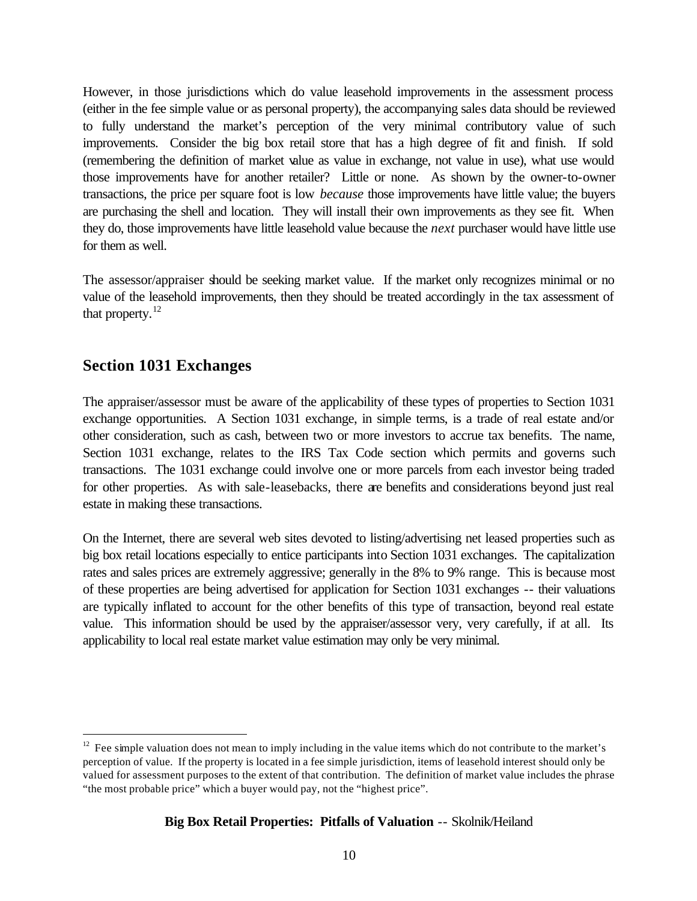However, in those jurisdictions which do value leasehold improvements in the assessment process (either in the fee simple value or as personal property), the accompanying sales data should be reviewed to fully understand the market's perception of the very minimal contributory value of such improvements. Consider the big box retail store that has a high degree of fit and finish. If sold (remembering the definition of market value as value in exchange, not value in use), what use would those improvements have for another retailer? Little or none. As shown by the owner-to-owner transactions, the price per square foot is low *because* those improvements have little value; the buyers are purchasing the shell and location. They will install their own improvements as they see fit. When they do, those improvements have little leasehold value because the *next* purchaser would have little use for them as well.

The assessor/appraiser should be seeking market value. If the market only recognizes minimal or no value of the leasehold improvements, then they should be treated accordingly in the tax assessment of that property.[12]

## Section 1031 Exchanges

The appraiser/assessor must be aware of the applicability of these types of properties to Section 1031 exchange opportunities. A Section 1031 exchange, in simple terms, is a trade of real estate and/or other consideration, such as cash, between two or more investors to accrue tax benefits. The name, Section 1031 exchange, relates to the IRS Tax Code section which permits and governs such transactions. The 1031 exchange could involve one or more parcels from each investor being traded for other properties. As with sale-leasebacks, there are benefits and considerations beyond just real estate in making these transactions.

On the Internet, there are several web sites devoted to listing/advertising net leased properties such as big box retail locations especially to entice participants into Section 1031 exchanges. The capitalization rates and sales prices are extremely aggressive; generally in the 8% to 9% range. This is because most of these properties are being advertised for application for Section 1031 exchanges -- their valuations are typically inflated to account for the other benefits of this type of transaction, beyond real estate value. This information should be used by the appraiser/assessor very, very carefully, if at all. Its applicability to local real estate market value estimation may only be very minimal.

---

[12] Fee simple valuation does not mean to imply including in the value items which do not contribute to the market's perception of value. If the property is located in a fee simple jurisdiction, items of leasehold interest should only be valued for assessment purposes to the extent of that contribution. The definition of market value includes the phrase "the most probable price" which a buyer would pay, not the "highest price".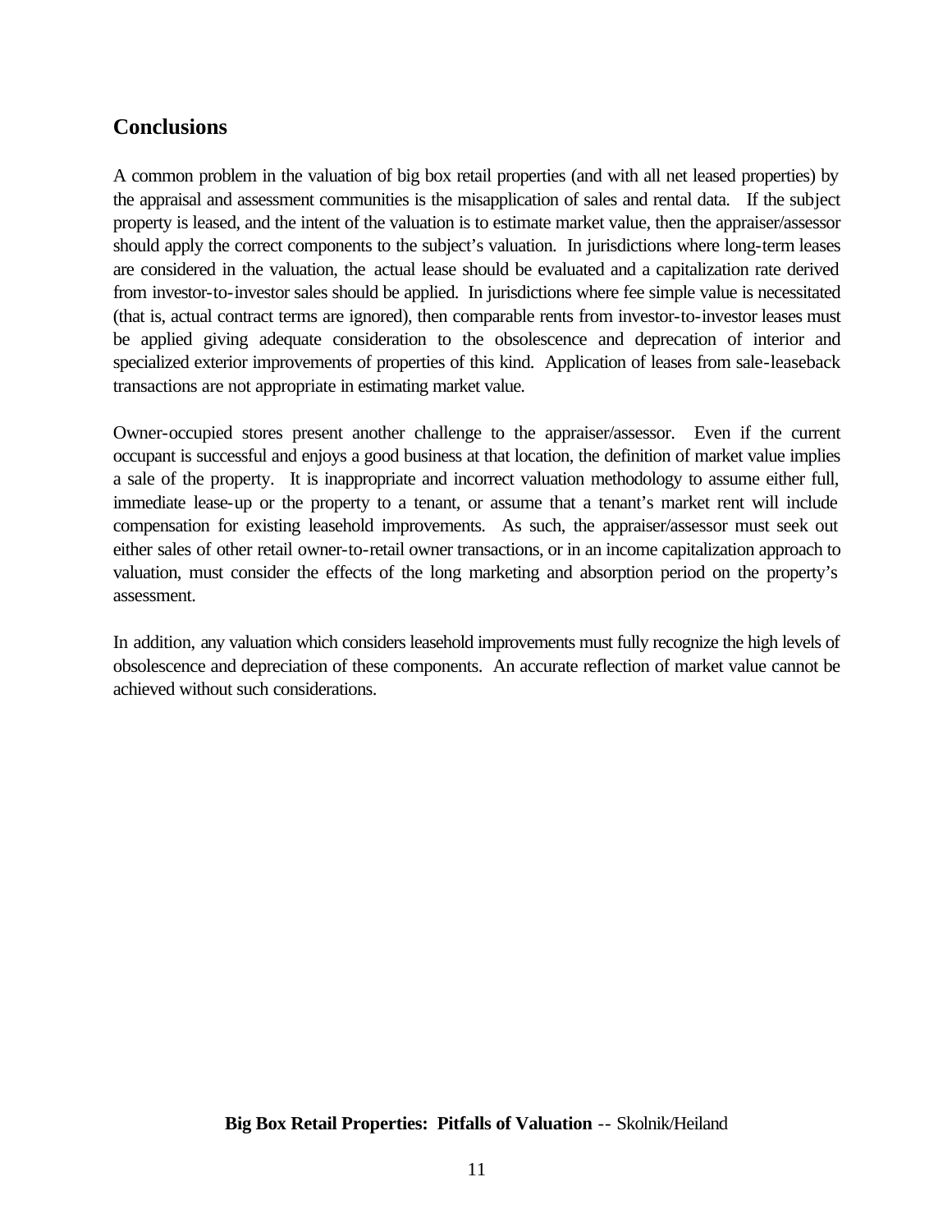## Conclusions

A common problem in the valuation of big box retail properties (and with all net leased properties) by the appraisal and assessment communities is the misapplication of sales and rental data. If the subject property is leased, and the intent of the valuation is to estimate market value, then the appraiser/assessor should apply the correct components to the subject's valuation. In jurisdictions where long-term leases are considered in the valuation, the actual lease should be evaluated and a capitalization rate derived from investor-to-investor sales should be applied. In jurisdictions where fee simple value is necessitated (that is, actual contract terms are ignored), then comparable rents from investor-to-investor leases must be applied giving adequate consideration to the obsolescence and deprecation of interior and specialized exterior improvements of properties of this kind. Application of leases from sale-leaseback transactions are not appropriate in estimating market value.

Owner-occupied stores present another challenge to the appraiser/assessor. Even if the current occupant is successful and enjoys a good business at that location, the definition of market value implies a sale of the property. It is inappropriate and incorrect valuation methodology to assume either full, immediate lease-up or the property to a tenant, or assume that a tenant's market rent will include compensation for existing leasehold improvements. As such, the appraiser/assessor must seek out either sales of other retail owner-to-retail owner transactions, or in an income capitalization approach to valuation, must consider the effects of the long marketing and absorption period on the property's assessment.

In addition, any valuation which considers leasehold improvements must fully recognize the high levels of obsolescence and depreciation of these components. An accurate reflection of market value cannot be achieved without such considerations.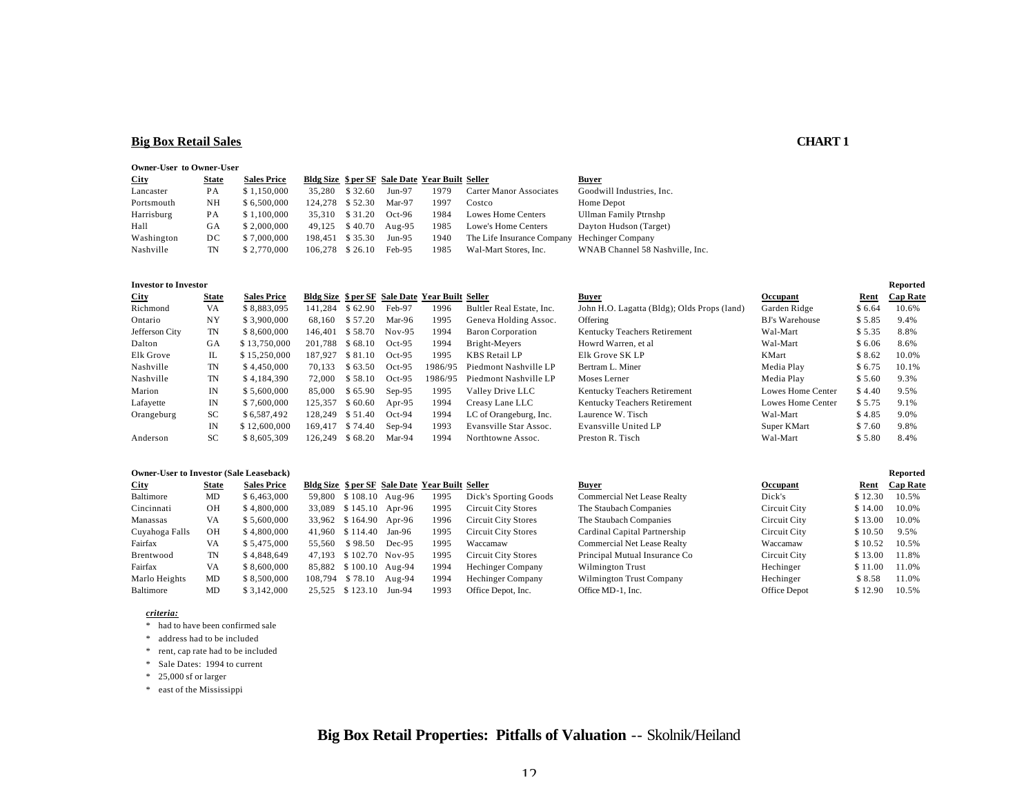## Big Box Retail Sales

**CHART 1**

**Owner-User to Owner-User**

| City | State | Sales Price | Bldg Size | $ per SF | Sale Date | Year Built | Seller | Buyer |
|---|---|---|---|---|---|---|---|---|
| Lancaster | PA | $ 1,150,000 | 35,280 | $ 32.60 | Jun-97 | 1979 | Carter Manor Associates | Goodwill Industries, Inc. |
| Portsmouth | NH | $ 6,500,000 | 124,278 | $ 52.30 | Mar-97 | 1997 | Costco | Home Depot |
| Harrisburg | PA | $ 1,100,000 | 35,310 | $ 31.20 | Oct-96 | 1984 | Lowes Home Centers | Ullman Family Ptrnshp |
| Hall | GA | $ 2,000,000 | 49,125 | $ 40.70 | Aug-95 | 1985 | Lowe's Home Centers | Dayton Hudson (Target) |
| Washington | DC | $ 7,000,000 | 198,451 | $ 35.30 | Jun-95 | 1940 | The Life Insurance Company | Hechinger Company |
| Nashville | TN | $ 2,770,000 | 106,278 | $ 26.10 | Feb-95 | 1985 | Wal-Mart Stores, Inc. | WNAB Channel 58 Nashville, Inc. |

**Investor to Investor**

| City | State | Sales Price | Bldg Size | $ per SF | Sale Date | Year Built | Seller | Buyer | Occupant | Rent | Reported Cap Rate |
|---|---|---|---|---|---|---|---|---|---|---|---|
| Richmond | VA | $ 8,883,095 | 141,284 | $ 62.90 | Feb-97 | 1996 | Bultler Real Estate, Inc. | John H.O. Lagatta (Bldg); Olds Props (land) | Garden Ridge | $ 6.64 | 10.6% |
| Ontario | NY | $ 3,900,000 | 68,160 | $ 57.20 | Mar-96 | 1995 | Geneva Holding Assoc. | Offering | BJ's Warehouse | $ 5.85 | 9.4% |
| Jefferson City | TN | $ 8,600,000 | 146,401 | $ 58.70 | Nov-95 | 1994 | Baron Corporation | Kentucky Teachers Retirement | Wal-Mart | $ 5.35 | 8.8% |
| Dalton | GA | $ 13,750,000 | 201,788 | $ 68.10 | Oct-95 | 1994 | Bright-Meyers | Howrd Warren, et al | Wal-Mart | $ 6.06 | 8.6% |
| Elk Grove | IL | $ 15,250,000 | 187,927 | $ 81.10 | Oct-95 | 1995 | KBS Retail LP | Elk Grove SK LP | KMart | $ 8.62 | 10.0% |
| Nashville | TN | $ 4,450,000 | 70,133 | $ 63.50 | Oct-95 | 1986/95 | Piedmont Nashville LP | Bertram L. Miner | Media Play | $ 6.75 | 10.1% |
| Nashville | TN | $ 4,184,390 | 72,000 | $ 58.10 | Oct-95 | 1986/95 | Piedmont Nashville LP | Moses Lerner | Media Play | $ 5.60 | 9.3% |
| Marion | IN | $ 5,600,000 | 85,000 | $ 65.90 | Sep-95 | 1995 | Valley Drive LLC | Kentucky Teachers Retirement | Lowes Home Center | $ 4.40 | 9.5% |
| Lafayette | IN | $ 7,600,000 | 125,357 | $ 60.60 | Apr-95 | 1994 | Creasy Lane LLC | Kentucky Teachers Retirement | Lowes Home Center | $ 5.75 | 9.1% |
| Orangeburg | SC | $ 6,587,492 | 128,249 | $ 51.40 | Oct-94 | 1994 | LC of Orangeburg, Inc. | Laurence W. Tisch | Wal-Mart | $ 4.85 | 9.0% |
| | IN | $ 12,600,000 | 169,417 | $ 74.40 | Sep-94 | 1993 | Evansville Star Assoc. | Evansville United LP | Super KMart | $ 7.60 | 9.8% |
| Anderson | SC | $ 8,605,309 | 126,249 | $ 68.20 | Mar-94 | 1994 | Northtowne Assoc. | Preston R. Tisch | Wal-Mart | $ 5.80 | 8.4% |

**Owner-User to Investor (Sale Leaseback)**

| City | State | Sales Price | Bldg Size | $ per SF | Sale Date | Year Built | Seller | Buyer | Occupant | Rent | Reported Cap Rate |
|---|---|---|---|---|---|---|---|---|---|---|---|
| Baltimore | MD | $ 6,463,000 | 59,800 | $ 108.10 | Aug-96 | 1995 | Dick's Sporting Goods | Commercial Net Lease Realty | Dick's | $ 12.30 | 10.5% |
| Cincinnati | OH | $ 4,800,000 | 33,089 | $ 145.10 | Apr-96 | 1995 | Circuit City Stores | The Staubach Companies | Circuit City | $ 14.00 | 10.0% |
| Manassas | VA | $ 5,600,000 | 33,962 | $ 164.90 | Apr-96 | 1996 | Circuit City Stores | The Staubach Companies | Circuit City | $ 13.00 | 10.0% |
| Cuyahoga Falls | OH | $ 4,800,000 | 41,960 | $ 114.40 | Jan-96 | 1995 | Circuit City Stores | Cardinal Capital Partnership | Circuit City | $ 10.50 | 9.5% |
| Fairfax | VA | $ 5,475,000 | 55,560 | $ 98.50 | Dec-95 | 1995 | Waccamaw | Commercial Net Lease Realty | Waccamaw | $ 10.52 | 10.5% |
| Brentwood | TN | $ 4,848,649 | 47,193 | $ 102.70 | Nov-95 | 1995 | Circuit City Stores | Principal Mutual Insurance Co | Circuit City | $ 13.00 | 11.8% |
| Fairfax | VA | $ 8,600,000 | 85,882 | $ 100.10 | Aug-94 | 1994 | Hechinger Company | Wilmington Trust | Hechinger | $ 11.00 | 11.0% |
| Marlo Heights | MD | $ 8,500,000 | 108,794 | $ 78.10 | Aug-94 | 1994 | Hechinger Company | Wilmington Trust Company | Hechinger | $ 8.58 | 11.0% |
| Baltimore | MD | $ 3,142,000 | 25,525 | $ 123.10 | Jun-94 | 1993 | Office Depot, Inc. | Office MD-1, Inc. | Office Depot | $ 12.90 | 10.5% |

***criteria:***

* had to have been confirmed sale
* address had to be included
* rent, cap rate had to be included
* Sale Dates: 1994 to current
* 25,000 sf or larger
* east of the Mississippi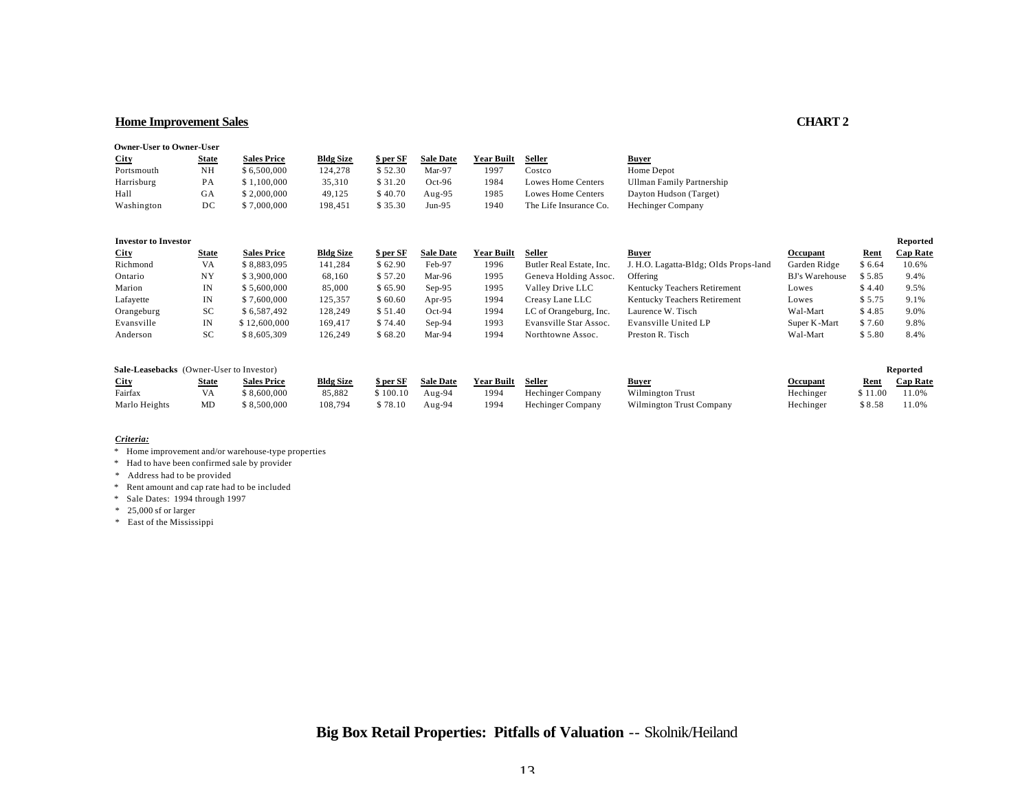## Home Improvement Sales

**CHART 2**

**Owner-User to Owner-User**

| City | State | Sales Price | Bldg Size | $ per SF | Sale Date | Year Built | Seller | Buyer |
|---|---|---|---|---|---|---|---|---|
| Portsmouth | NH | $ 6,500,000 | 124,278 | $ 52.30 | Mar-97 | 1997 | Costco | Home Depot |
| Harrisburg | PA | $ 1,100,000 | 35,310 | $ 31.20 | Oct-96 | 1984 | Lowes Home Centers | Ullman Family Partnership |
| Hall | GA | $ 2,000,000 | 49,125 | $ 40.70 | Aug-95 | 1985 | Lowes Home Centers | Dayton Hudson (Target) |
| Washington | DC | $ 7,000,000 | 198,451 | $ 35.30 | Jun-95 | 1940 | The Life Insurance Co. | Hechinger Company |

**Investor to Investor**

| City | State | Sales Price | Bldg Size | $ per SF | Sale Date | Year Built | Seller | Buyer | Occupant | Rent | Reported Cap Rate |
|---|---|---|---|---|---|---|---|---|---|---|---|
| Richmond | VA | $ 8,883,095 | 141,284 | $ 62.90 | Feb-97 | 1996 | Butler Real Estate, Inc. | J. H.O. Lagatta-Bldg; Olds Props-land | Garden Ridge | $ 6.64 | 10.6% |
| Ontario | NY | $ 3,900,000 | 68,160 | $ 57.20 | Mar-96 | 1995 | Geneva Holding Assoc. | Offering | BJ's Warehouse | $ 5.85 | 9.4% |
| Marion | IN | $ 5,600,000 | 85,000 | $ 65.90 | Sep-95 | 1995 | Valley Drive LLC | Kentucky Teachers Retirement | Lowes | $ 4.40 | 9.5% |
| Lafayette | IN | $ 7,600,000 | 125,357 | $ 60.60 | Apr-95 | 1994 | Creasy Lane LLC | Kentucky Teachers Retirement | Lowes | $ 5.75 | 9.1% |
| Orangeburg | SC | $ 6,587,492 | 128,249 | $ 51.40 | Oct-94 | 1994 | LC of Orangeburg, Inc. | Laurence W. Tisch | Wal-Mart | $ 4.85 | 9.0% |
| Evansville | IN | $ 12,600,000 | 169,417 | $ 74.40 | Sep-94 | 1993 | Evansville Star Assoc. | Evansville United LP | Super K-Mart | $ 7.60 | 9.8% |
| Anderson | SC | $ 8,605,309 | 126,249 | $ 68.20 | Mar-94 | 1994 | Northtowne Assoc. | Preston R. Tisch | Wal-Mart | $ 5.80 | 8.4% |

**Sale-Leasebacks** (Owner-User to Investor)

| City | State | Sales Price | Bldg Size | $ per SF | Sale Date | Year Built | Seller | Buyer | Occupant | Rent | Reported Cap Rate |
|---|---|---|---|---|---|---|---|---|---|---|---|
| Fairfax | VA | $ 8,600,000 | 85,882 | $ 100.10 | Aug-94 | 1994 | Hechinger Company | Wilmington Trust | Hechinger | $ 11.00 | 11.0% |
| Marlo Heights | MD | $ 8,500,000 | 108,794 | $ 78.10 | Aug-94 | 1994 | Hechinger Company | Wilmington Trust Company | Hechinger | $ 8.58 | 11.0% |

***Criteria:***

\* Home improvement and/or warehouse-type properties
\* Had to have been confirmed sale by provider
\* Address had to be provided
\* Rent amount and cap rate had to be included
\* Sale Dates: 1994 through 1997
\* 25,000 sf or larger
\* East of the Mississippi